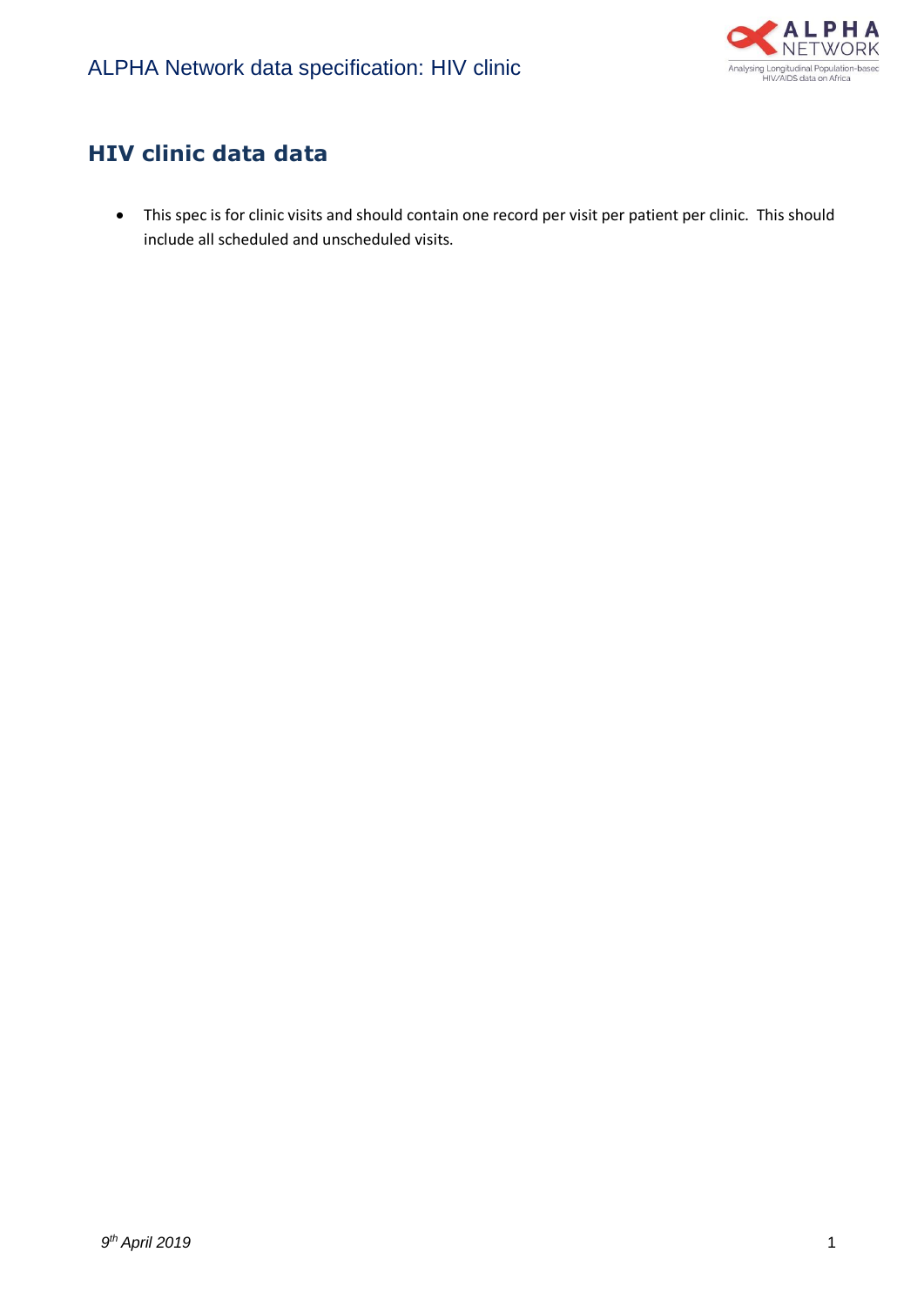## HIV clinic data data

- This spec is for clinic visits and should contain one record per visit per patient per clinic. This should include all scheduled and unscheduled visits.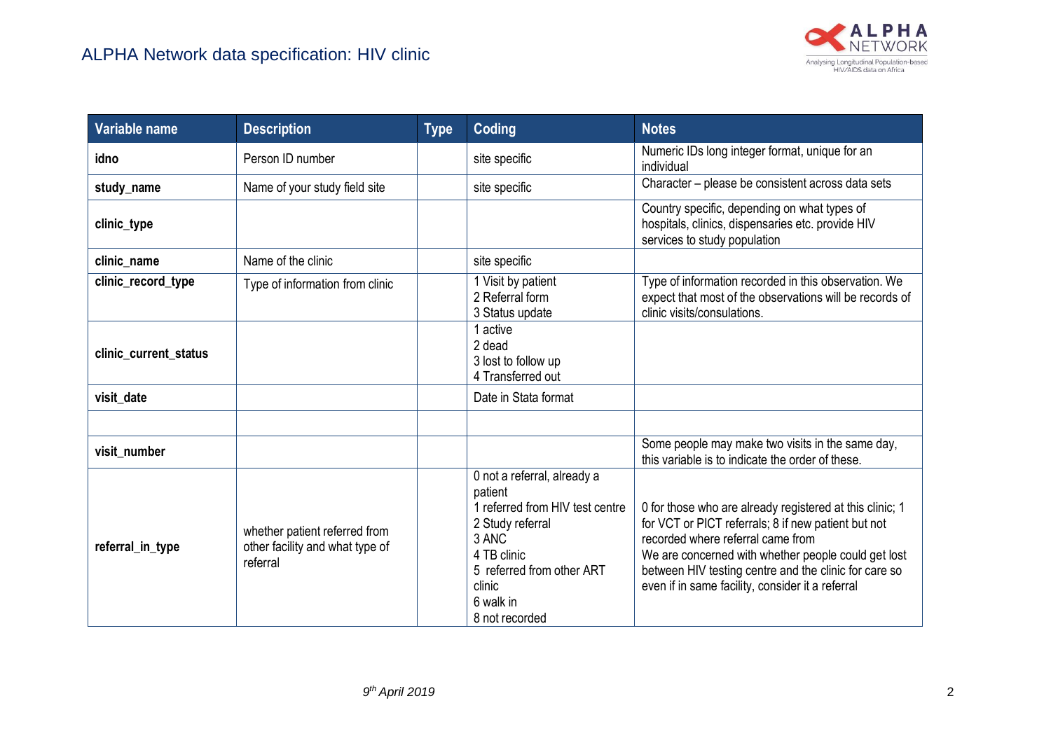| Variable name | Description | Type | Coding | Notes |
|---|---|---|---|---|
| **idno** | Person ID number | | site specific | Numeric IDs long integer format, unique for an individual |
| **study_name** | Name of your study field site | | site specific | Character – please be consistent across data sets |
| **clinic_type** | | | | Country specific, depending on what types of hospitals, clinics, dispensaries etc. provide HIV services to study population |
| **clinic_name** | Name of the clinic | | site specific | |
| **clinic_record_type** | Type of information from clinic | | 1 Visit by patient<br>2 Referral form<br>3 Status update | Type of information recorded in this observation. We expect that most of the observations will be records of clinic visits/consulations. |
| **clinic_current_status** | | | 1 active<br>2 dead<br>3 lost to follow up<br>4 Transferred out | |
| **visit_date** | | | Date in Stata format | |
| | | | | |
| **visit_number** | | | | Some people may make two visits in the same day, this variable is to indicate the order of these. |
| **referral_in_type** | whether patient referred from other facility and what type of referral | | 0 not a referral, already a patient<br>1 referred from HIV test centre<br>2 Study referral<br>3 ANC<br>4 TB clinic<br>5 referred from other ART clinic<br>6 walk in<br>8 not recorded | 0 for those who are already registered at this clinic; 1 for VCT or PICT referrals; 8 if new patient but not recorded where referral came from<br>We are concerned with whether people could get lost between HIV testing centre and the clinic for care so even if in same facility, consider it a referral |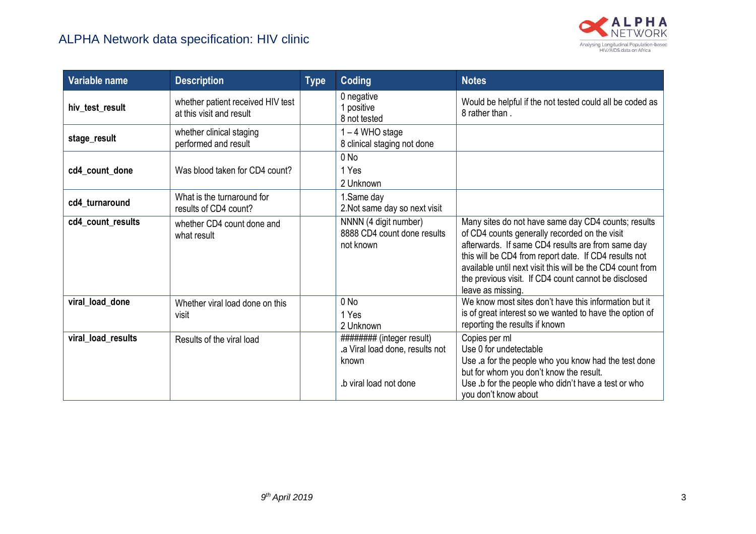| Variable name | Description | Type | Coding | Notes |
|---|---|---|---|---|
| **hiv_test_result** | whether patient received HIV test at this visit and result | | 0 negative<br>1 positive<br>8 not tested | Would be helpful if the not tested could all be coded as 8 rather than . |
| **stage_result** | whether clinical staging performed and result | | 1 – 4 WHO stage<br>8 clinical staging not done | |
| **cd4_count_done** | Was blood taken for CD4 count? | | 0 No<br>1 Yes<br>2 Unknown | |
| **cd4_turnaround** | What is the turnaround for results of CD4 count? | | 1.Same day<br>2.Not same day so next visit | |
| **cd4_count_results** | whether CD4 count done and what result | | NNNN (4 digit number)<br>8888 CD4 count done results not known | Many sites do not have same day CD4 counts; results of CD4 counts generally recorded on the visit afterwards. If same CD4 results are from same day this will be CD4 from report date. If CD4 results not available until next visit this will be the CD4 count from the previous visit. If CD4 count cannot be disclosed leave as missing. |
| **viral_load_done** | Whether viral load done on this visit | | 0 No<br>1 Yes<br>2 Unknown | We know most sites don't have this information but it is of great interest so we wanted to have the option of reporting the results if known |
| **viral_load_results** | Results of the viral load | | ######## (integer result)<br>.a Viral load done, results not known<br><br>.b viral load not done | Copies per ml<br>Use 0 for undetectable<br>Use .a for the people who you know had the test done but for whom you don't know the result.<br>Use .b for the people who didn't have a test or who you don't know about |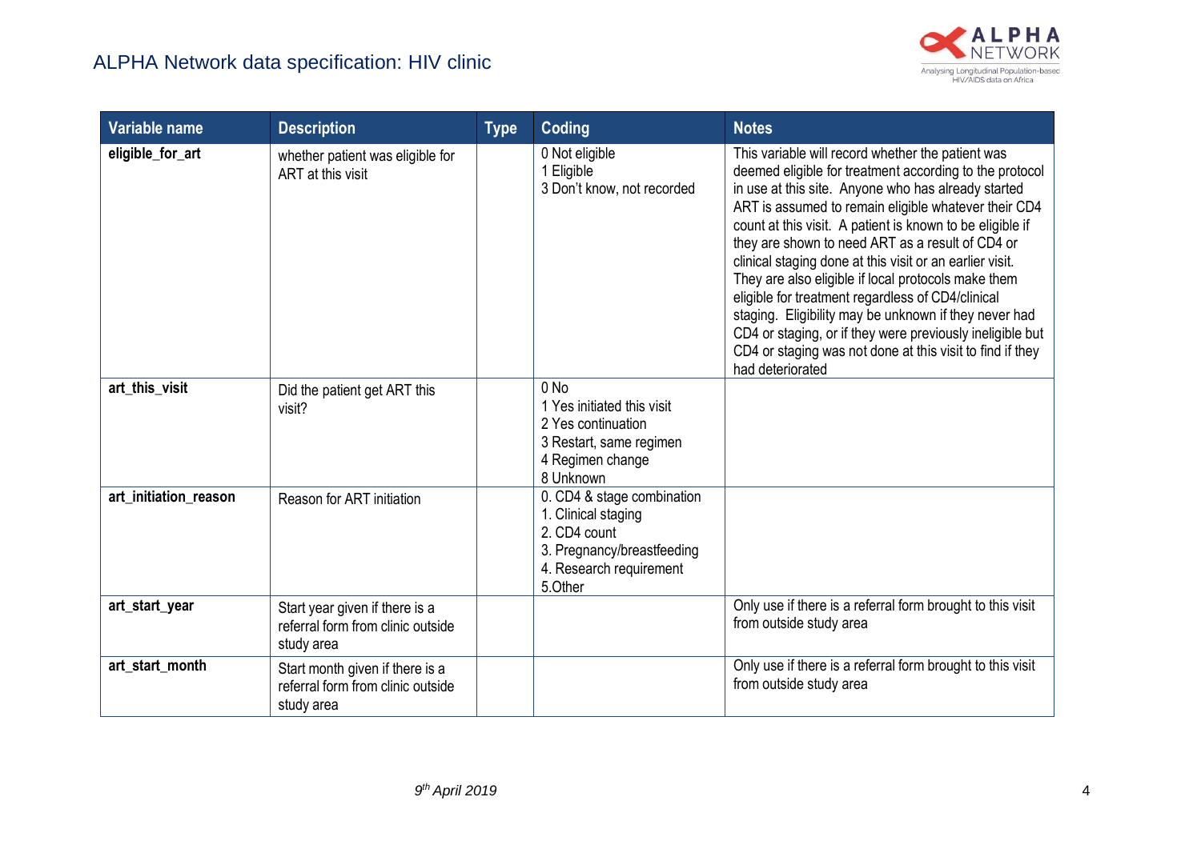| Variable name | Description | Type | Coding | Notes |
|---|---|---|---|---|
| **eligible_for_art** | whether patient was eligible for ART at this visit | | 0 Not eligible<br>1 Eligible<br>3 Don't know, not recorded | This variable will record whether the patient was deemed eligible for treatment according to the protocol in use at this site. Anyone who has already started ART is assumed to remain eligible whatever their CD4 count at this visit. A patient is known to be eligible if they are shown to need ART as a result of CD4 or clinical staging done at this visit or an earlier visit. They are also eligible if local protocols make them eligible for treatment regardless of CD4/clinical staging. Eligibility may be unknown if they never had CD4 or staging, or if they were previously ineligible but CD4 or staging was not done at this visit to find if they had deteriorated |
| **art_this_visit** | Did the patient get ART this visit? | | 0 No<br>1 Yes initiated this visit<br>2 Yes continuation<br>3 Restart, same regimen<br>4 Regimen change<br>8 Unknown | |
| **art_initiation_reason** | Reason for ART initiation | | 0. CD4 & stage combination<br>1. Clinical staging<br>2. CD4 count<br>3. Pregnancy/breastfeeding<br>4. Research requirement<br>5.Other | |
| **art_start_year** | Start year given if there is a referral form from clinic outside study area | | | Only use if there is a referral form brought to this visit from outside study area |
| **art_start_month** | Start month given if there is a referral form from clinic outside study area | | | Only use if there is a referral form brought to this visit from outside study area |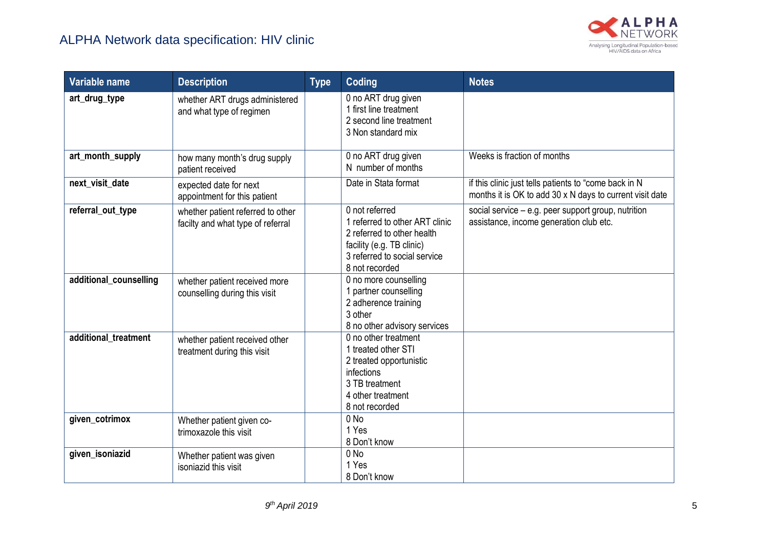| Variable name | Description | Type | Coding | Notes |
|---|---|---|---|---|
| **art_drug_type** | whether ART drugs administered and what type of regimen | | 0 no ART drug given<br>1 first line treatment<br>2 second line treatment<br>3 Non standard mix | |
| **art_month_supply** | how many month's drug supply patient received | | 0 no ART drug given<br>N number of months | Weeks is fraction of months |
| **next_visit_date** | expected date for next appointment for this patient | | Date in Stata format | if this clinic just tells patients to "come back in N months it is OK to add 30 x N days to current visit date |
| **referral_out_type** | whether patient referred to other facilty and what type of referral | | 0 not referred<br>1 referred to other ART clinic<br>2 referred to other health facility (e.g. TB clinic)<br>3 referred to social service<br>8 not recorded | social service – e.g. peer support group, nutrition assistance, income generation club etc. |
| **additional_counselling** | whether patient received more counselling during this visit | | 0 no more counselling<br>1 partner counselling<br>2 adherence training<br>3 other<br>8 no other advisory services | |
| **additional_treatment** | whether patient received other treatment during this visit | | 0 no other treatment<br>1 treated other STI<br>2 treated opportunistic infections<br>3 TB treatment<br>4 other treatment<br>8 not recorded | |
| **given_cotrimox** | Whether patient given co-trimoxazole this visit | | 0 No<br>1 Yes<br>8 Don't know | |
| **given_isoniazid** | Whether patient was given isoniazid this visit | | 0 No<br>1 Yes<br>8 Don't know | |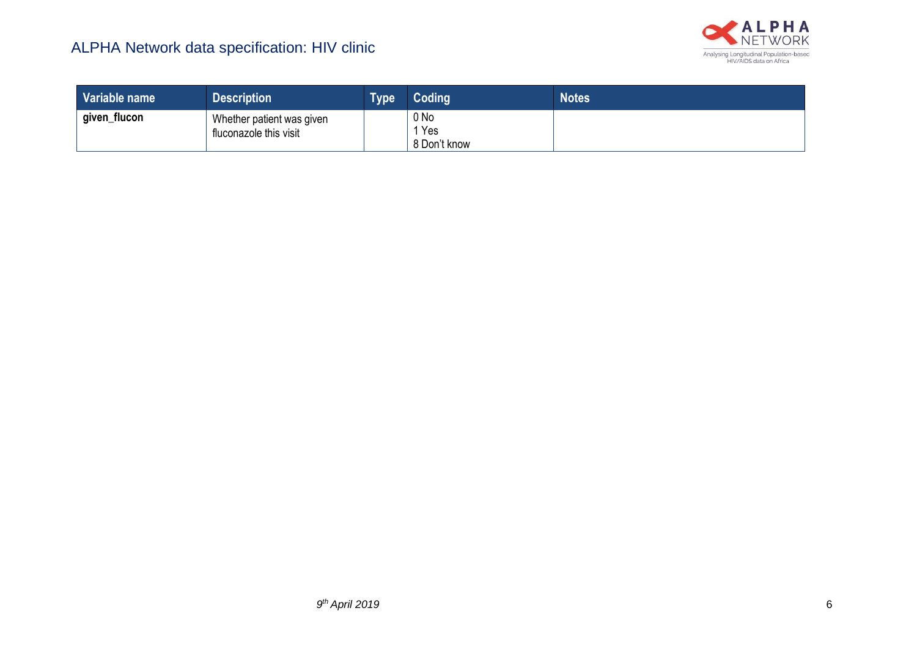| Variable name | Description | Type | Coding | Notes |
|---|---|---|---|---|
| **given_flucon** | Whether patient was given fluconazole this visit | | 0 No<br>1 Yes<br>8 Don't know | |